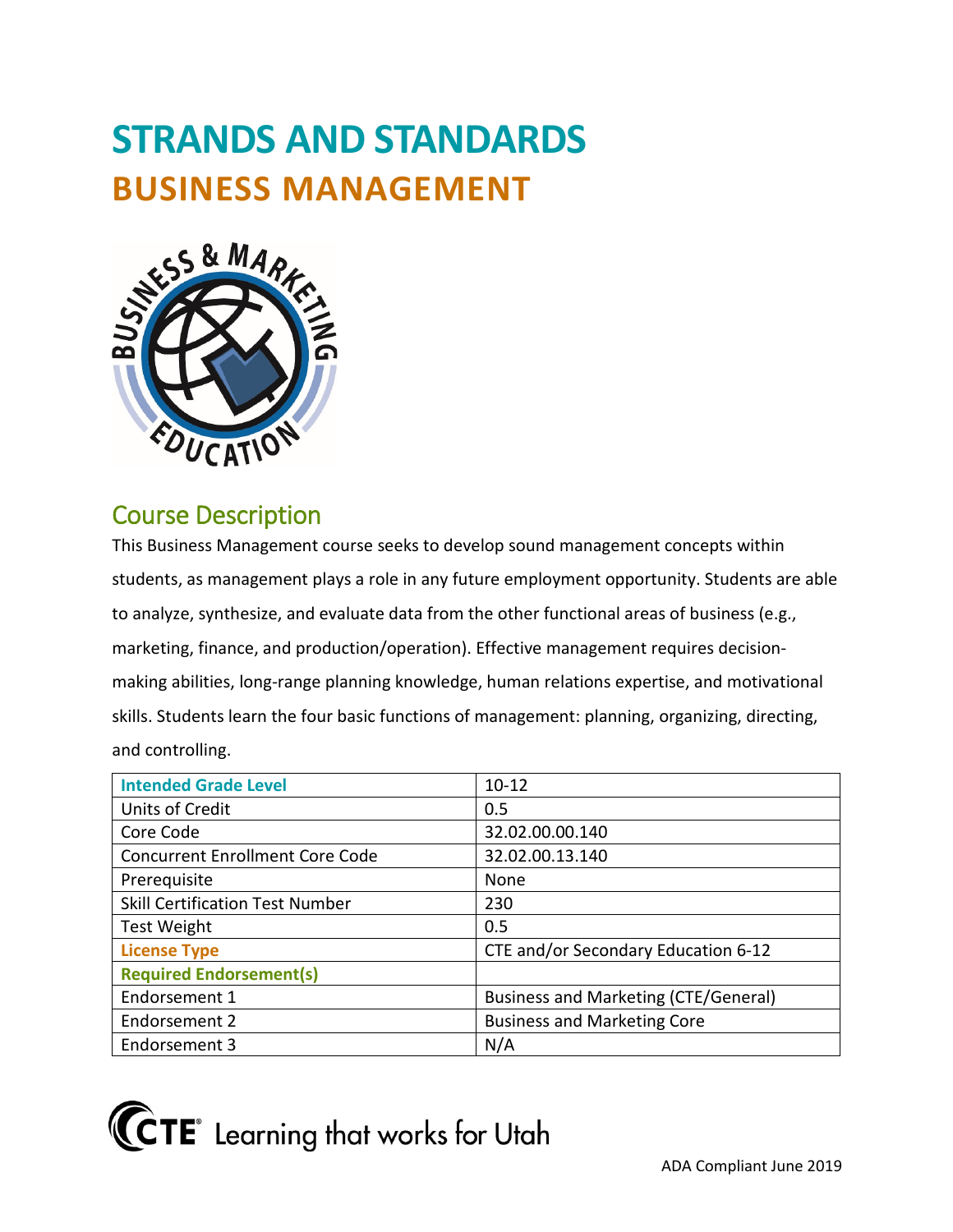# STRANDS AND STANDARDS

# BUSINESS MANAGEMENT

## Course Description

This Business Management course seeks to develop sound management concepts within students, as management plays a role in any future employment opportunity. Students are able to analyze, synthesize, and evaluate data from the other functional areas of business (e.g., marketing, finance, and production/operation). Effective management requires decision-making abilities, long-range planning knowledge, human relations expertise, and motivational skills. Students learn the four basic functions of management: planning, organizing, directing, and controlling.

| Intended Grade Level | 10-12 |
|---|---|
| Units of Credit | 0.5 |
| Core Code | 32.02.00.00.140 |
| Concurrent Enrollment Core Code | 32.02.00.13.140 |
| Prerequisite | None |
| Skill Certification Test Number | 230 |
| Test Weight | 0.5 |
| License Type | CTE and/or Secondary Education 6-12 |
| Required Endorsement(s) | |
| Endorsement 1 | Business and Marketing (CTE/General) |
| Endorsement 2 | Business and Marketing Core |
| Endorsement 3 | N/A |

ADA Compliant June 2019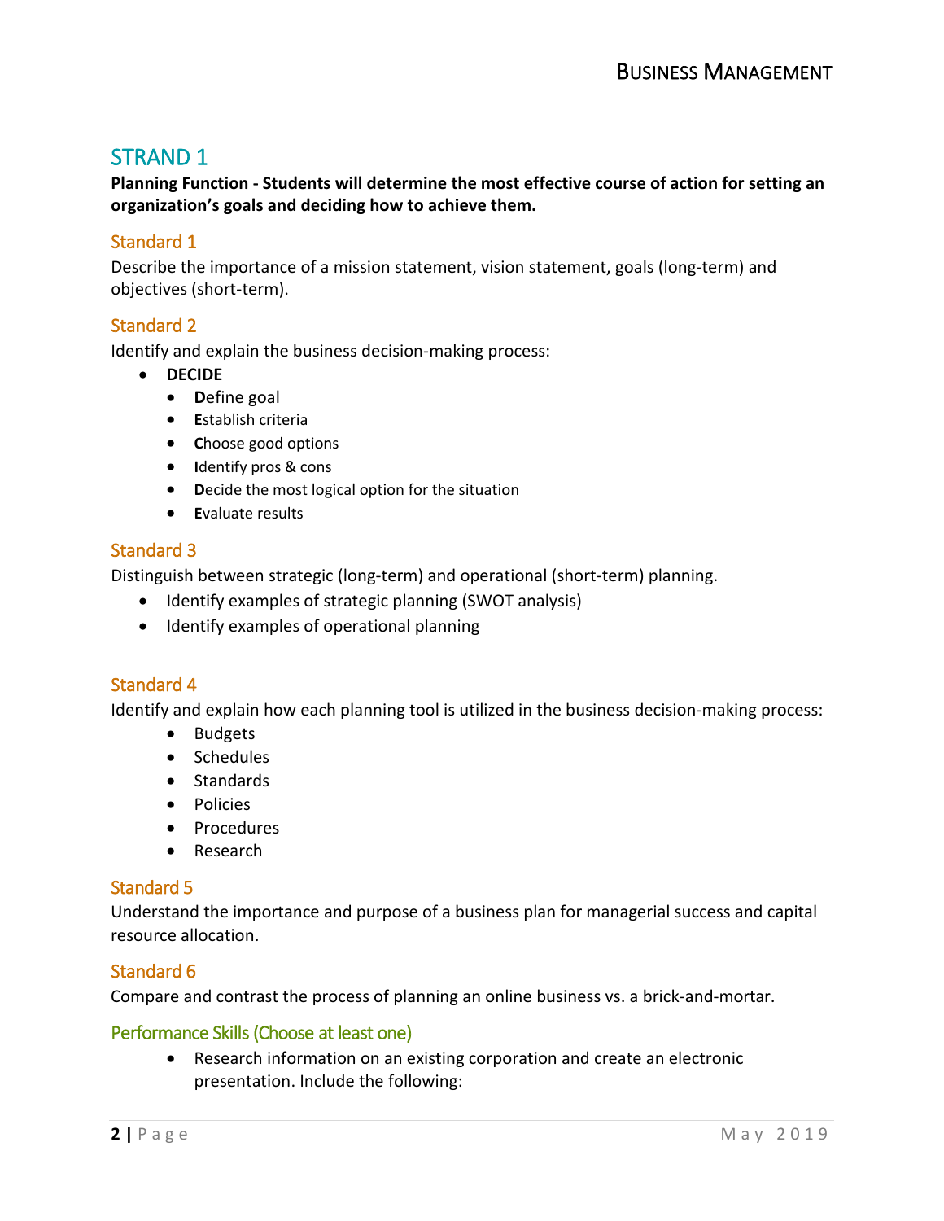## STRAND 1

**Planning Function - Students will determine the most effective course of action for setting an organization's goals and deciding how to achieve them.**

### Standard 1

Describe the importance of a mission statement, vision statement, goals (long-term) and objectives (short-term).

### Standard 2

Identify and explain the business decision-making process:

- **DECIDE**
  - **D**efine goal
  - **E**stablish criteria
  - **C**hoose good options
  - **I**dentify pros & cons
  - **D**ecide the most logical option for the situation
  - **E**valuate results

### Standard 3

Distinguish between strategic (long-term) and operational (short-term) planning.

- Identify examples of strategic planning (SWOT analysis)
- Identify examples of operational planning

### Standard 4

Identify and explain how each planning tool is utilized in the business decision-making process:

- Budgets
- Schedules
- Standards
- Policies
- Procedures
- Research

### Standard 5

Understand the importance and purpose of a business plan for managerial success and capital resource allocation.

### Standard 6

Compare and contrast the process of planning an online business vs. a brick-and-mortar.

### Performance Skills (Choose at least one)

- Research information on an existing corporation and create an electronic presentation. Include the following: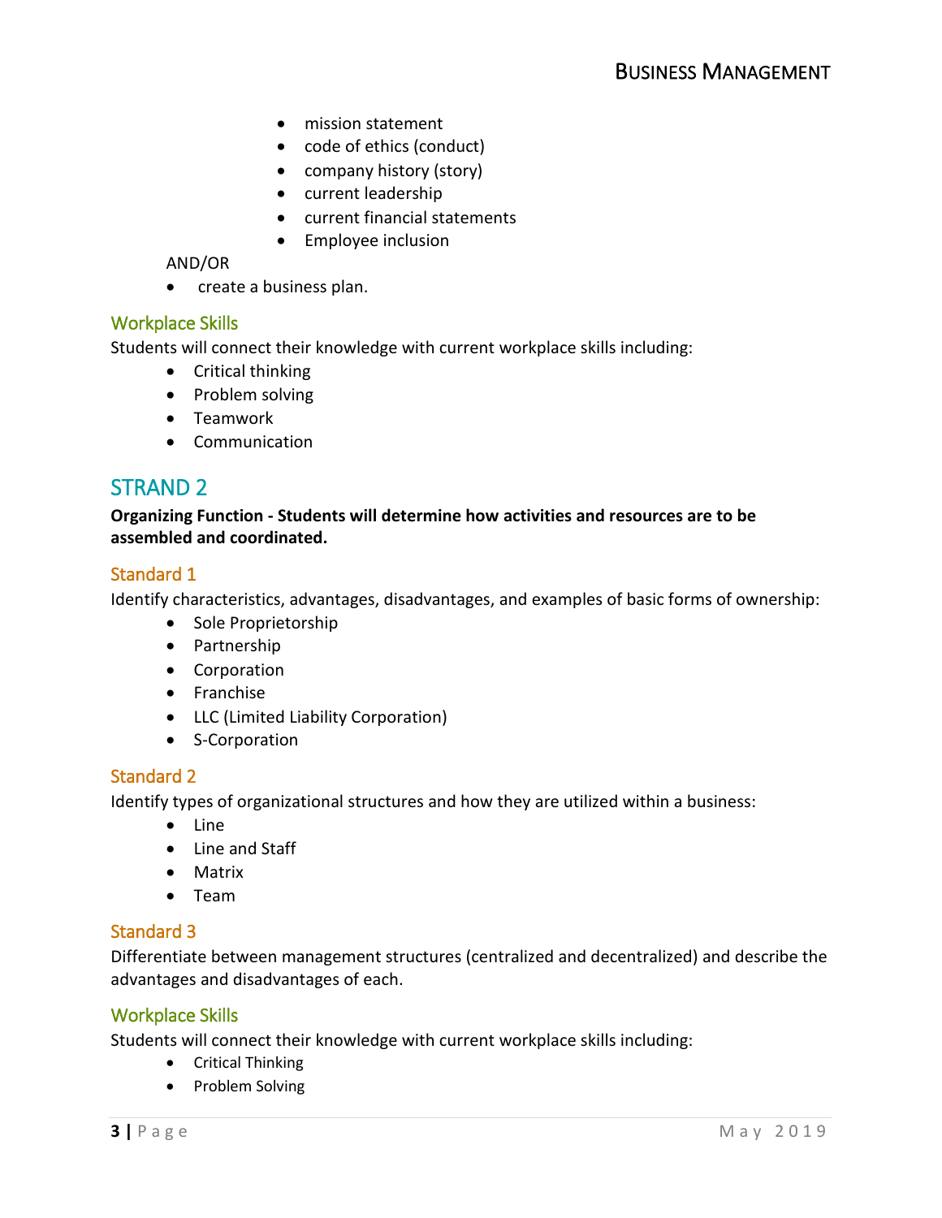- mission statement
- code of ethics (conduct)
- company history (story)
- current leadership
- current financial statements
- Employee inclusion

AND/OR

- create a business plan.

### Workplace Skills

Students will connect their knowledge with current workplace skills including:

- Critical thinking
- Problem solving
- Teamwork
- Communication

## STRAND 2

**Organizing Function - Students will determine how activities and resources are to be assembled and coordinated.**

### Standard 1

Identify characteristics, advantages, disadvantages, and examples of basic forms of ownership:

- Sole Proprietorship
- Partnership
- Corporation
- Franchise
- LLC (Limited Liability Corporation)
- S-Corporation

### Standard 2

Identify types of organizational structures and how they are utilized within a business:

- Line
- Line and Staff
- Matrix
- Team

### Standard 3

Differentiate between management structures (centralized and decentralized) and describe the advantages and disadvantages of each.

### Workplace Skills

Students will connect their knowledge with current workplace skills including:

- Critical Thinking
- Problem Solving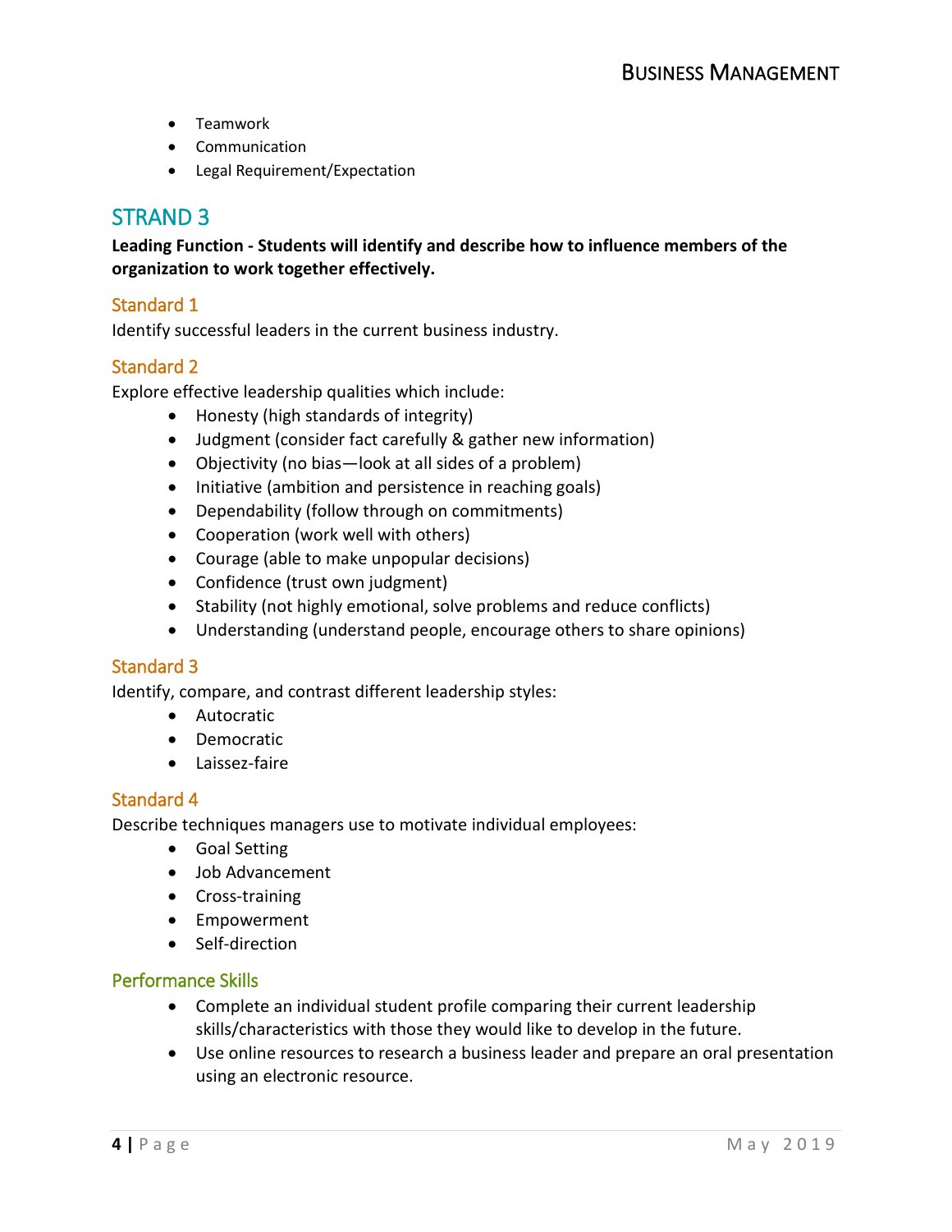- Teamwork
- Communication
- Legal Requirement/Expectation

## STRAND 3

**Leading Function - Students will identify and describe how to influence members of the organization to work together effectively.**

### Standard 1

Identify successful leaders in the current business industry.

### Standard 2

Explore effective leadership qualities which include:

- Honesty (high standards of integrity)
- Judgment (consider fact carefully & gather new information)
- Objectivity (no bias—look at all sides of a problem)
- Initiative (ambition and persistence in reaching goals)
- Dependability (follow through on commitments)
- Cooperation (work well with others)
- Courage (able to make unpopular decisions)
- Confidence (trust own judgment)
- Stability (not highly emotional, solve problems and reduce conflicts)
- Understanding (understand people, encourage others to share opinions)

### Standard 3

Identify, compare, and contrast different leadership styles:

- Autocratic
- Democratic
- Laissez-faire

### Standard 4

Describe techniques managers use to motivate individual employees:

- Goal Setting
- Job Advancement
- Cross-training
- Empowerment
- Self-direction

### Performance Skills

- Complete an individual student profile comparing their current leadership skills/characteristics with those they would like to develop in the future.
- Use online resources to research a business leader and prepare an oral presentation using an electronic resource.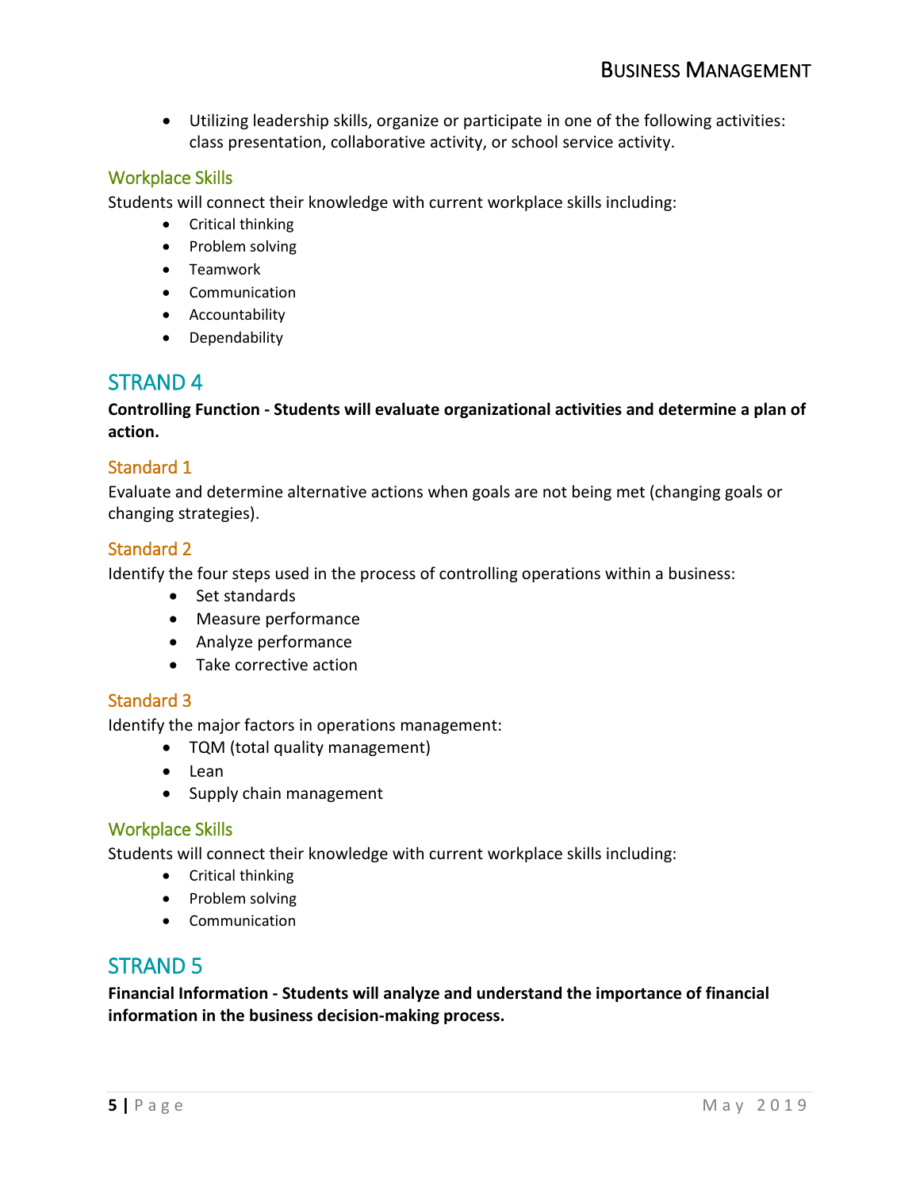- Utilizing leadership skills, organize or participate in one of the following activities: class presentation, collaborative activity, or school service activity.

### Workplace Skills

Students will connect their knowledge with current workplace skills including:

- Critical thinking
- Problem solving
- Teamwork
- Communication
- Accountability
- Dependability

## STRAND 4

**Controlling Function - Students will evaluate organizational activities and determine a plan of action.**

### Standard 1

Evaluate and determine alternative actions when goals are not being met (changing goals or changing strategies).

### Standard 2

Identify the four steps used in the process of controlling operations within a business:

- Set standards
- Measure performance
- Analyze performance
- Take corrective action

### Standard 3

Identify the major factors in operations management:

- TQM (total quality management)
- Lean
- Supply chain management

### Workplace Skills

Students will connect their knowledge with current workplace skills including:

- Critical thinking
- Problem solving
- Communication

## STRAND 5

**Financial Information - Students will analyze and understand the importance of financial information in the business decision-making process.**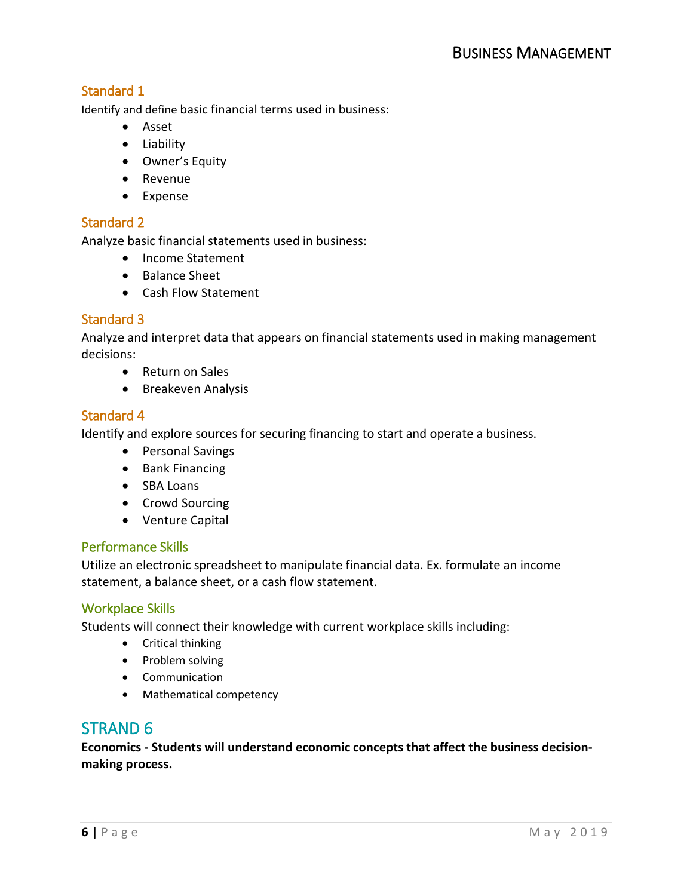### Standard 1

Identify and define basic financial terms used in business:

- Asset
- Liability
- Owner's Equity
- Revenue
- Expense

### Standard 2

Analyze basic financial statements used in business:

- Income Statement
- Balance Sheet
- Cash Flow Statement

### Standard 3

Analyze and interpret data that appears on financial statements used in making management decisions:

- Return on Sales
- Breakeven Analysis

### Standard 4

Identify and explore sources for securing financing to start and operate a business.

- Personal Savings
- Bank Financing
- SBA Loans
- Crowd Sourcing
- Venture Capital

### Performance Skills

Utilize an electronic spreadsheet to manipulate financial data. Ex. formulate an income statement, a balance sheet, or a cash flow statement.

### Workplace Skills

Students will connect their knowledge with current workplace skills including:

- Critical thinking
- Problem solving
- Communication
- Mathematical competency

## STRAND 6

**Economics - Students will understand economic concepts that affect the business decision-making process.**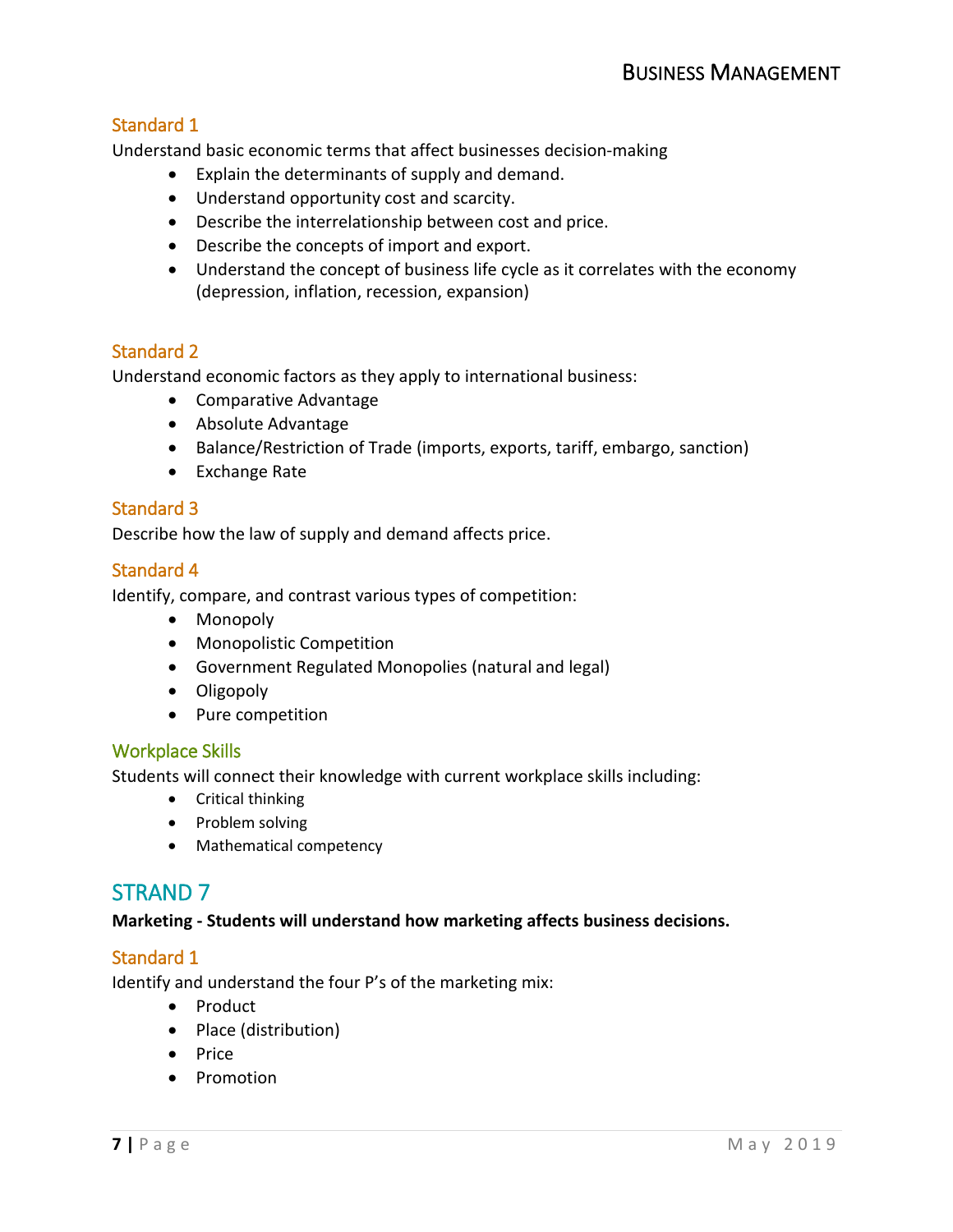### Standard 1

Understand basic economic terms that affect businesses decision-making

- Explain the determinants of supply and demand.
- Understand opportunity cost and scarcity.
- Describe the interrelationship between cost and price.
- Describe the concepts of import and export.
- Understand the concept of business life cycle as it correlates with the economy (depression, inflation, recession, expansion)

### Standard 2

Understand economic factors as they apply to international business:

- Comparative Advantage
- Absolute Advantage
- Balance/Restriction of Trade (imports, exports, tariff, embargo, sanction)
- Exchange Rate

### Standard 3

Describe how the law of supply and demand affects price.

### Standard 4

Identify, compare, and contrast various types of competition:

- Monopoly
- Monopolistic Competition
- Government Regulated Monopolies (natural and legal)
- Oligopoly
- Pure competition

### Workplace Skills

Students will connect their knowledge with current workplace skills including:

- Critical thinking
- Problem solving
- Mathematical competency

## STRAND 7

**Marketing - Students will understand how marketing affects business decisions.**

### Standard 1

Identify and understand the four P's of the marketing mix:

- Product
- Place (distribution)
- Price
- Promotion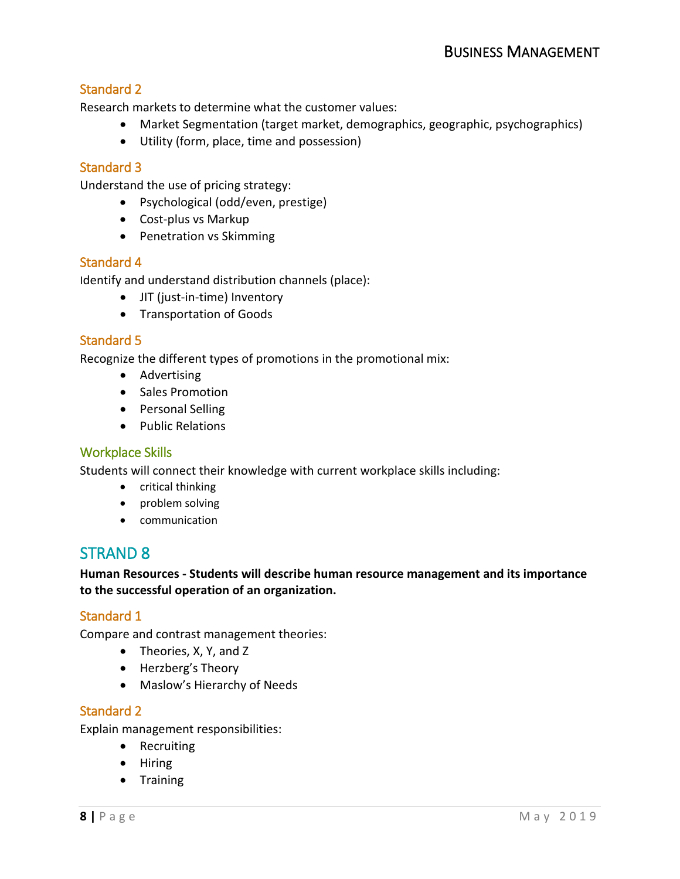### Standard 2

Research markets to determine what the customer values:

- Market Segmentation (target market, demographics, geographic, psychographics)
- Utility (form, place, time and possession)

### Standard 3

Understand the use of pricing strategy:

- Psychological (odd/even, prestige)
- Cost-plus vs Markup
- Penetration vs Skimming

### Standard 4

Identify and understand distribution channels (place):

- JIT (just-in-time) Inventory
- Transportation of Goods

### Standard 5

Recognize the different types of promotions in the promotional mix:

- Advertising
- Sales Promotion
- Personal Selling
- Public Relations

### Workplace Skills

Students will connect their knowledge with current workplace skills including:

- critical thinking
- problem solving
- communication

## STRAND 8

**Human Resources - Students will describe human resource management and its importance to the successful operation of an organization.**

### Standard 1

Compare and contrast management theories:

- Theories, X, Y, and Z
- Herzberg's Theory
- Maslow's Hierarchy of Needs

### Standard 2

Explain management responsibilities:

- Recruiting
- Hiring
- Training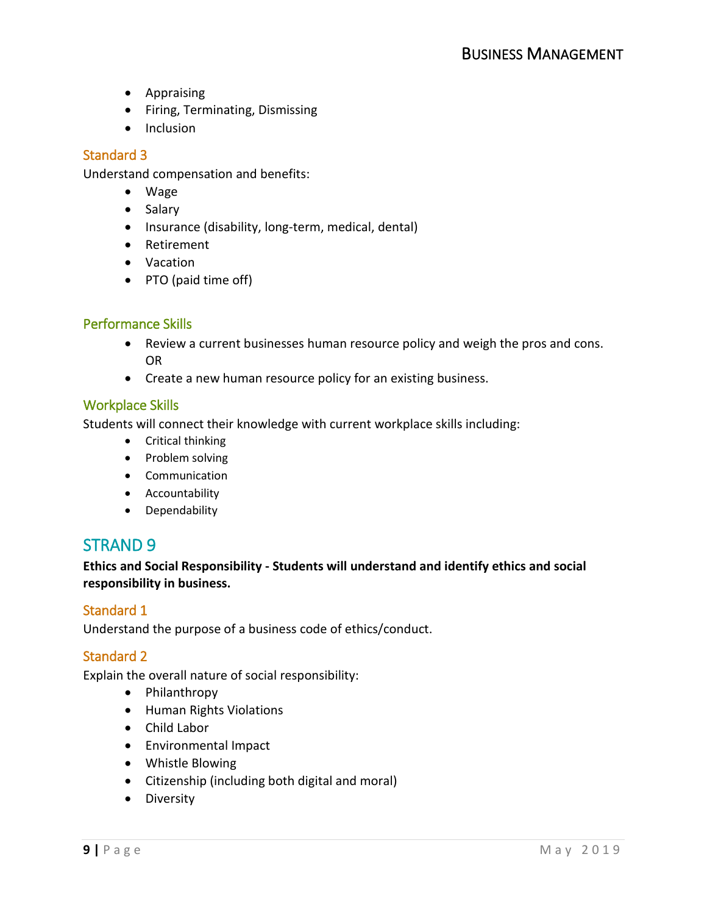- Appraising
- Firing, Terminating, Dismissing
- Inclusion

### Standard 3

Understand compensation and benefits:

- Wage
- Salary
- Insurance (disability, long-term, medical, dental)
- Retirement
- Vacation
- PTO (paid time off)

### Performance Skills

- Review a current businesses human resource policy and weigh the pros and cons. OR
- Create a new human resource policy for an existing business.

### Workplace Skills

Students will connect their knowledge with current workplace skills including:

- Critical thinking
- Problem solving
- Communication
- Accountability
- Dependability

## STRAND 9

**Ethics and Social Responsibility - Students will understand and identify ethics and social responsibility in business.**

### Standard 1

Understand the purpose of a business code of ethics/conduct.

### Standard 2

Explain the overall nature of social responsibility:

- Philanthropy
- Human Rights Violations
- Child Labor
- Environmental Impact
- Whistle Blowing
- Citizenship (including both digital and moral)
- Diversity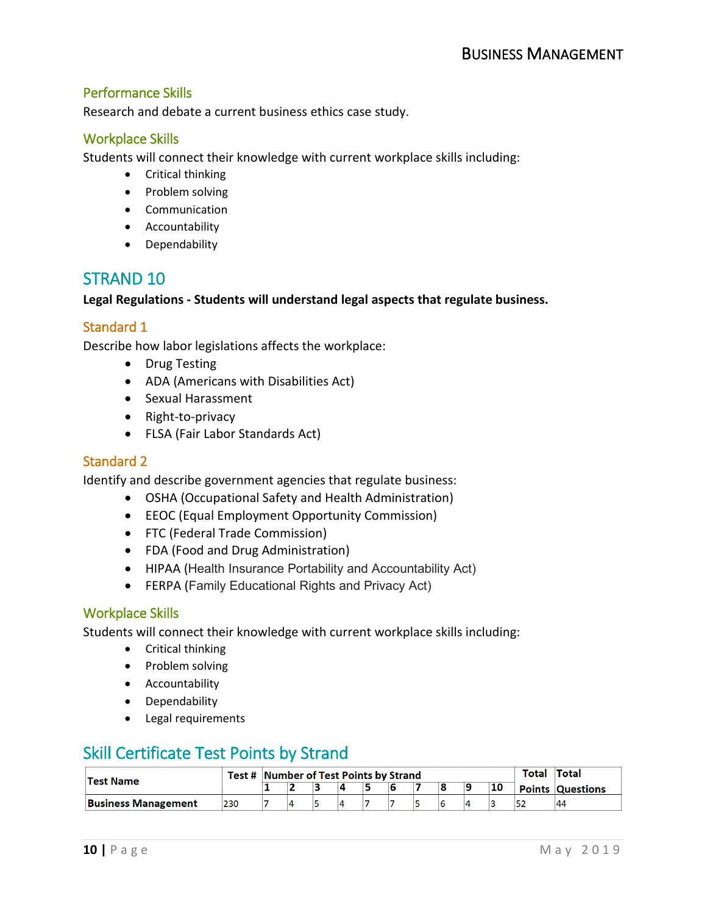### Performance Skills

Research and debate a current business ethics case study.

### Workplace Skills

Students will connect their knowledge with current workplace skills including:

- Critical thinking
- Problem solving
- Communication
- Accountability
- Dependability

## STRAND 10

**Legal Regulations - Students will understand legal aspects that regulate business.**

### Standard 1

Describe how labor legislations affects the workplace:

- Drug Testing
- ADA (Americans with Disabilities Act)
- Sexual Harassment
- Right-to-privacy
- FLSA (Fair Labor Standards Act)

### Standard 2

Identify and describe government agencies that regulate business:

- OSHA (Occupational Safety and Health Administration)
- EEOC (Equal Employment Opportunity Commission)
- FTC (Federal Trade Commission)
- FDA (Food and Drug Administration)
- HIPAA (Health Insurance Portability and Accountability Act)
- FERPA (Family Educational Rights and Privacy Act)

### Workplace Skills

Students will connect their knowledge with current workplace skills including:

- Critical thinking
- Problem solving
- Accountability
- Dependability
- Legal requirements

## Skill Certificate Test Points by Strand

| Test Name | Test # | Number of Test Points by Strand | | | | | | | | | | Total Points | Total Questions |
|---|---|---|---|---|---|---|---|---|---|---|---|---|---|
| | | 1 | 2 | 3 | 4 | 5 | 6 | 7 | 8 | 9 | 10 | | |
| **Business Management** | 230 | 7 | 4 | 5 | 4 | 7 | 7 | 5 | 6 | 4 | 3 | 52 | 44 |